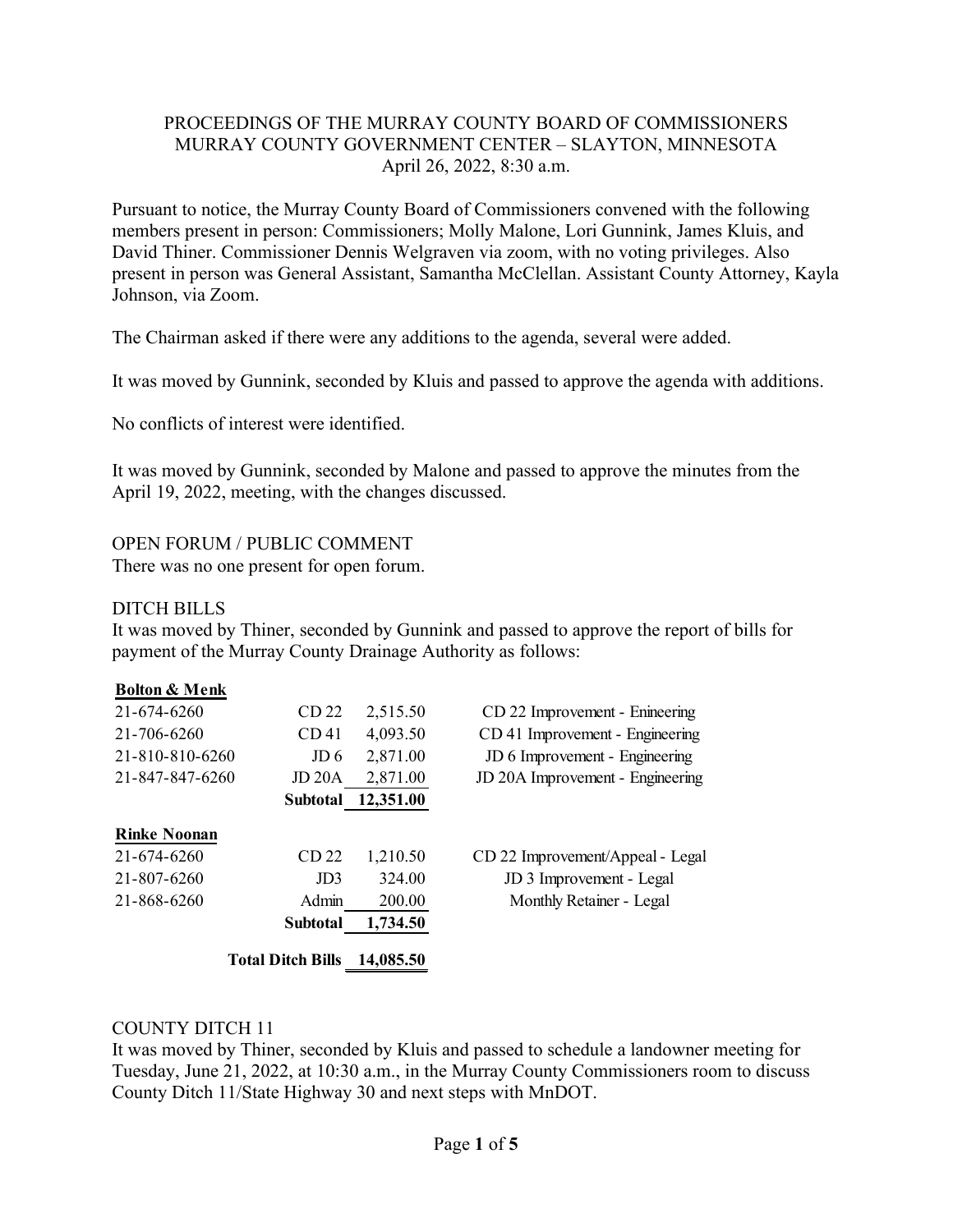PROCEEDINGS OF THE MURRAY COUNTY BOARD OF COMMISSIONERS
MURRAY COUNTY GOVERNMENT CENTER – SLAYTON, MINNESOTA
April 26, 2022, 8:30 a.m.

Pursuant to notice, the Murray County Board of Commissioners convened with the following members present in person: Commissioners; Molly Malone, Lori Gunnink, James Kluis, and David Thiner. Commissioner Dennis Welgraven via zoom, with no voting privileges. Also present in person was General Assistant, Samantha McClellan. Assistant County Attorney, Kayla Johnson, via Zoom.

The Chairman asked if there were any additions to the agenda, several were added.

It was moved by Gunnink, seconded by Kluis and passed to approve the agenda with additions.

No conflicts of interest were identified.

It was moved by Gunnink, seconded by Malone and passed to approve the minutes from the April 19, 2022, meeting, with the changes discussed.

OPEN FORUM / PUBLIC COMMENT
There was no one present for open forum.

DITCH BILLS
It was moved by Thiner, seconded by Gunnink and passed to approve the report of bills for payment of the Murray County Drainage Authority as follows:

| **Bolton & Menk** | | | |
|---|---|---|---|
| 21-674-6260 | CD 22 | 2,515.50 | CD 22 Improvement - Enineering |
| 21-706-6260 | CD 41 | 4,093.50 | CD 41 Improvement - Engineering |
| 21-810-810-6260 | JD 6 | 2,871.00 | JD 6 Improvement - Engineering |
| 21-847-847-6260 | JD 20A | 2,871.00 | JD 20A Improvement - Engineering |
| | **Subtotal** | **12,351.00** | |
| **Rinke Noonan** | | | |
| 21-674-6260 | CD 22 | 1,210.50 | CD 22 Improvement/Appeal - Legal |
| 21-807-6260 | JD3 | 324.00 | JD 3 Improvement - Legal |
| 21-868-6260 | Admin | 200.00 | Monthly Retainer - Legal |
| | **Subtotal** | **1,734.50** | |
| | **Total Ditch Bills** | **14,085.50** | |

COUNTY DITCH 11
It was moved by Thiner, seconded by Kluis and passed to schedule a landowner meeting for Tuesday, June 21, 2022, at 10:30 a.m., in the Murray County Commissioners room to discuss County Ditch 11/State Highway 30 and next steps with MnDOT.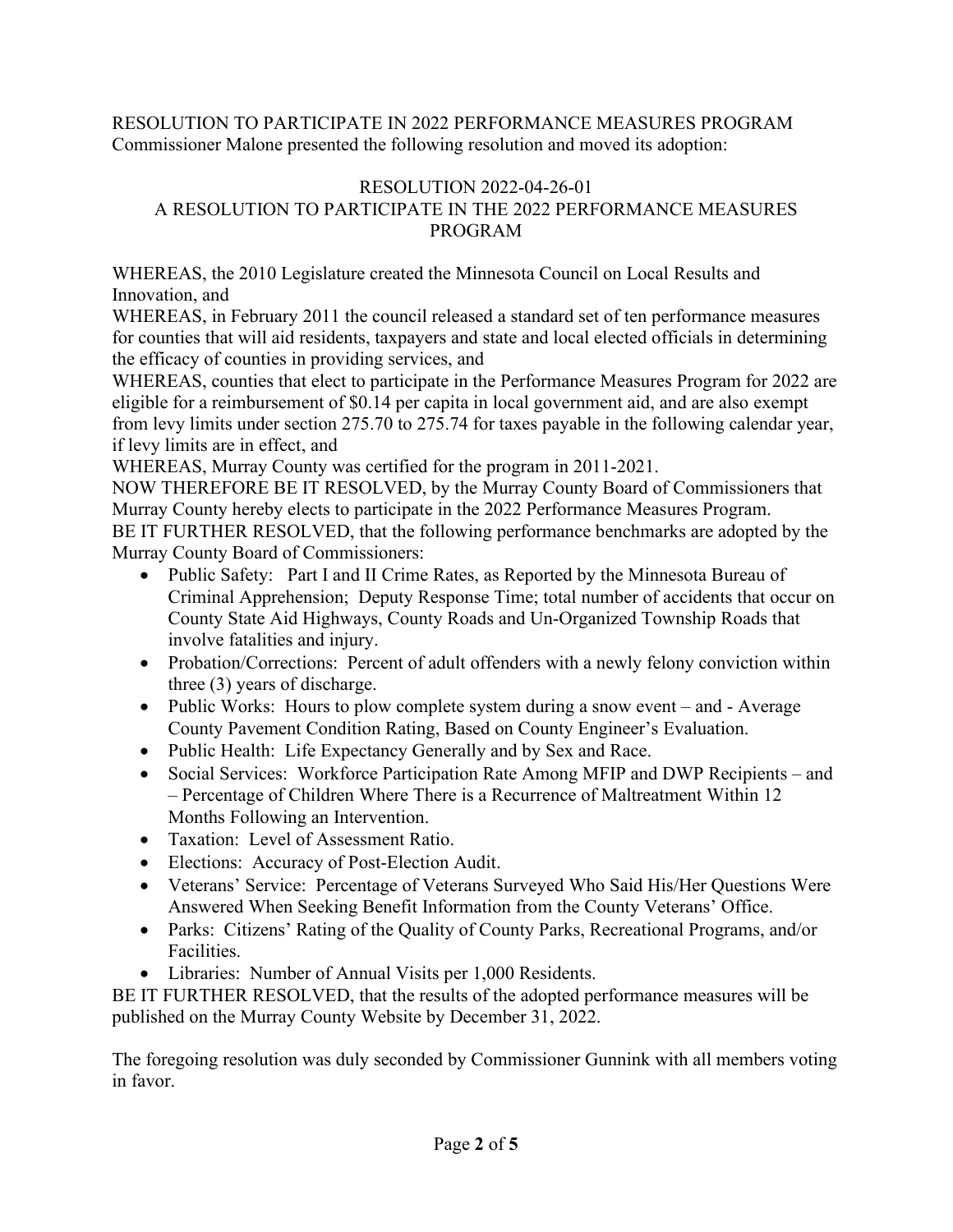RESOLUTION TO PARTICIPATE IN 2022 PERFORMANCE MEASURES PROGRAM
Commissioner Malone presented the following resolution and moved its adoption:

RESOLUTION 2022-04-26-01
A RESOLUTION TO PARTICIPATE IN THE 2022 PERFORMANCE MEASURES PROGRAM

WHEREAS, the 2010 Legislature created the Minnesota Council on Local Results and Innovation, and
WHEREAS, in February 2011 the council released a standard set of ten performance measures for counties that will aid residents, taxpayers and state and local elected officials in determining the efficacy of counties in providing services, and
WHEREAS, counties that elect to participate in the Performance Measures Program for 2022 are eligible for a reimbursement of $0.14 per capita in local government aid, and are also exempt from levy limits under section 275.70 to 275.74 for taxes payable in the following calendar year, if levy limits are in effect, and
WHEREAS, Murray County was certified for the program in 2011-2021.
NOW THEREFORE BE IT RESOLVED, by the Murray County Board of Commissioners that Murray County hereby elects to participate in the 2022 Performance Measures Program.
BE IT FURTHER RESOLVED, that the following performance benchmarks are adopted by the Murray County Board of Commissioners:

- Public Safety: Part I and II Crime Rates, as Reported by the Minnesota Bureau of Criminal Apprehension; Deputy Response Time; total number of accidents that occur on County State Aid Highways, County Roads and Un-Organized Township Roads that involve fatalities and injury.
- Probation/Corrections: Percent of adult offenders with a newly felony conviction within three (3) years of discharge.
- Public Works: Hours to plow complete system during a snow event – and - Average County Pavement Condition Rating, Based on County Engineer's Evaluation.
- Public Health: Life Expectancy Generally and by Sex and Race.
- Social Services: Workforce Participation Rate Among MFIP and DWP Recipients – and – Percentage of Children Where There is a Recurrence of Maltreatment Within 12 Months Following an Intervention.
- Taxation: Level of Assessment Ratio.
- Elections: Accuracy of Post-Election Audit.
- Veterans' Service: Percentage of Veterans Surveyed Who Said His/Her Questions Were Answered When Seeking Benefit Information from the County Veterans' Office.
- Parks: Citizens' Rating of the Quality of County Parks, Recreational Programs, and/or Facilities.
- Libraries: Number of Annual Visits per 1,000 Residents.

BE IT FURTHER RESOLVED, that the results of the adopted performance measures will be published on the Murray County Website by December 31, 2022.

The foregoing resolution was duly seconded by Commissioner Gunnink with all members voting in favor.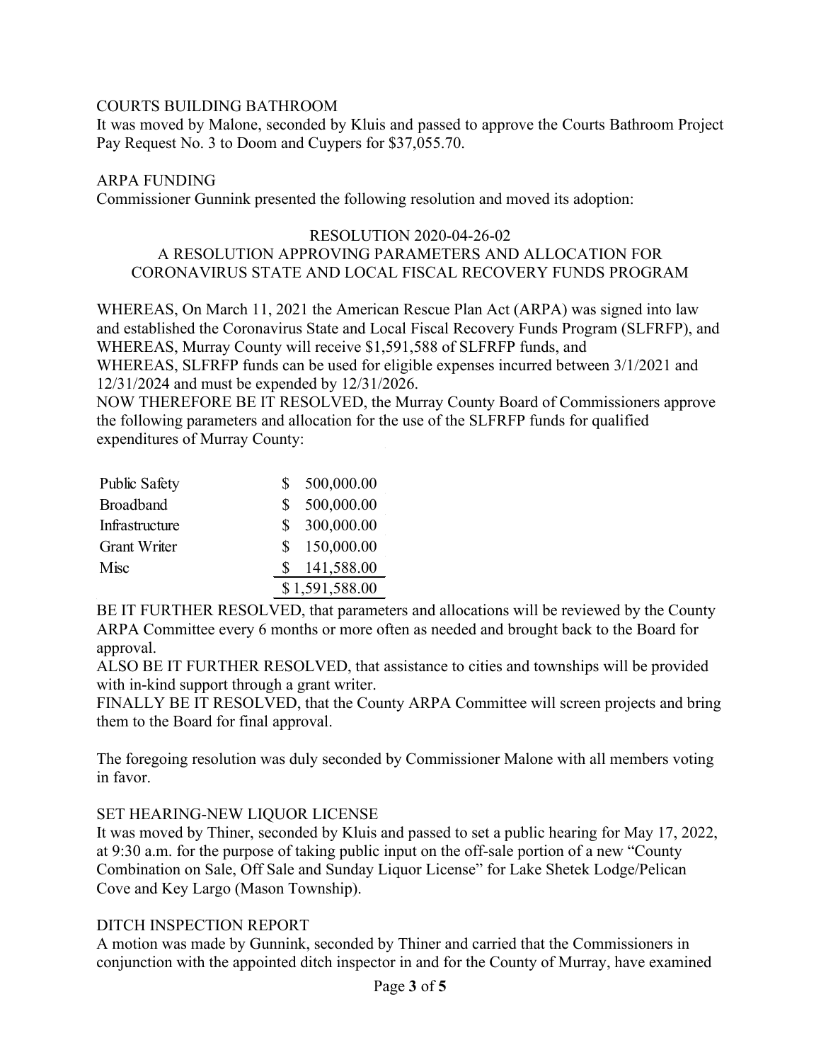COURTS BUILDING BATHROOM

It was moved by Malone, seconded by Kluis and passed to approve the Courts Bathroom Project Pay Request No. 3 to Doom and Cuypers for $37,055.70.

ARPA FUNDING

Commissioner Gunnink presented the following resolution and moved its adoption:

RESOLUTION 2020-04-26-02
A RESOLUTION APPROVING PARAMETERS AND ALLOCATION FOR CORONAVIRUS STATE AND LOCAL FISCAL RECOVERY FUNDS PROGRAM

WHEREAS, On March 11, 2021 the American Rescue Plan Act (ARPA) was signed into law and established the Coronavirus State and Local Fiscal Recovery Funds Program (SLFRFP), and
WHEREAS, Murray County will receive $1,591,588 of SLFRFP funds, and
WHEREAS, SLFRFP funds can be used for eligible expenses incurred between 3/1/2021 and 12/31/2024 and must be expended by 12/31/2026.
NOW THEREFORE BE IT RESOLVED, the Murray County Board of Commissioners approve the following parameters and allocation for the use of the SLFRFP funds for qualified expenditures of Murray County:

| | |
|---|---|
| Public Safety | $ 500,000.00 |
| Broadband | $ 500,000.00 |
| Infrastructure | $ 300,000.00 |
| Grant Writer | $ 150,000.00 |
| Misc | $ 141,588.00 |
| | $ 1,591,588.00 |

BE IT FURTHER RESOLVED, that parameters and allocations will be reviewed by the County ARPA Committee every 6 months or more often as needed and brought back to the Board for approval.
ALSO BE IT FURTHER RESOLVED, that assistance to cities and townships will be provided with in-kind support through a grant writer.
FINALLY BE IT RESOLVED, that the County ARPA Committee will screen projects and bring them to the Board for final approval.

The foregoing resolution was duly seconded by Commissioner Malone with all members voting in favor.

SET HEARING-NEW LIQUOR LICENSE

It was moved by Thiner, seconded by Kluis and passed to set a public hearing for May 17, 2022, at 9:30 a.m. for the purpose of taking public input on the off-sale portion of a new "County Combination on Sale, Off Sale and Sunday Liquor License" for Lake Shetek Lodge/Pelican Cove and Key Largo (Mason Township).

DITCH INSPECTION REPORT

A motion was made by Gunnink, seconded by Thiner and carried that the Commissioners in conjunction with the appointed ditch inspector in and for the County of Murray, have examined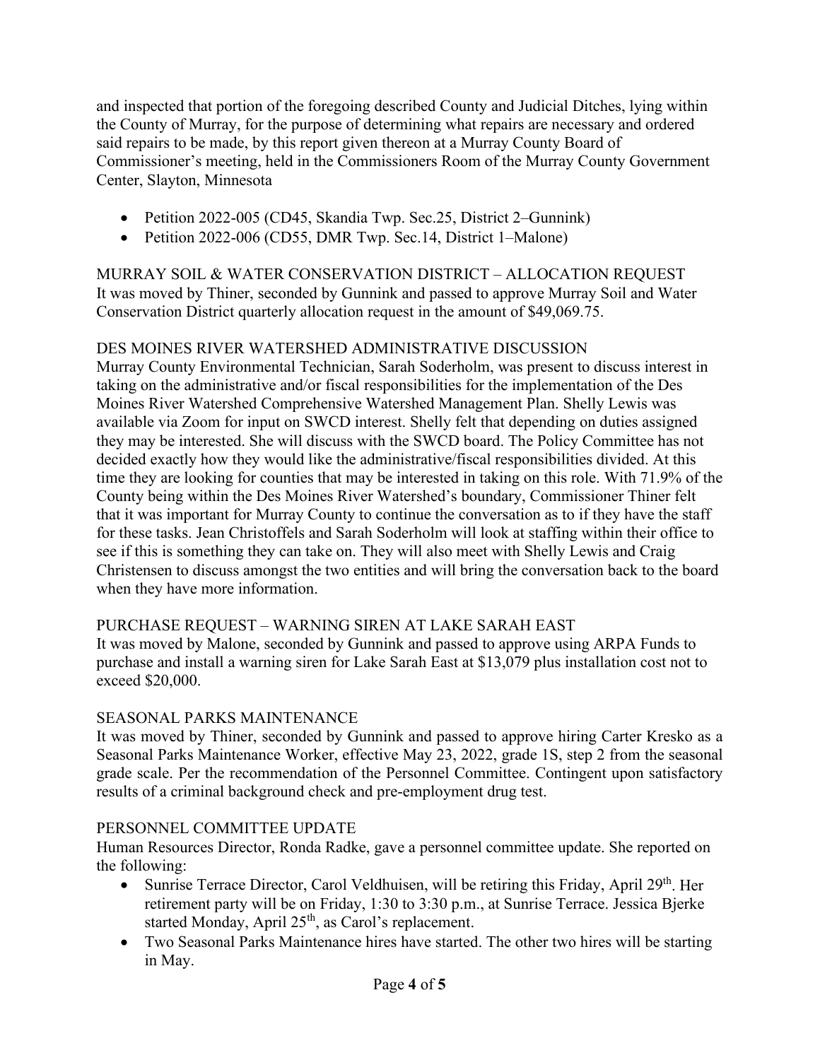and inspected that portion of the foregoing described County and Judicial Ditches, lying within the County of Murray, for the purpose of determining what repairs are necessary and ordered said repairs to be made, by this report given thereon at a Murray County Board of Commissioner's meeting, held in the Commissioners Room of the Murray County Government Center, Slayton, Minnesota

- Petition 2022-005 (CD45, Skandia Twp. Sec.25, District 2–Gunnink)
- Petition 2022-006 (CD55, DMR Twp. Sec.14, District 1–Malone)

MURRAY SOIL & WATER CONSERVATION DISTRICT – ALLOCATION REQUEST
It was moved by Thiner, seconded by Gunnink and passed to approve Murray Soil and Water Conservation District quarterly allocation request in the amount of $49,069.75.

DES MOINES RIVER WATERSHED ADMINISTRATIVE DISCUSSION
Murray County Environmental Technician, Sarah Soderholm, was present to discuss interest in taking on the administrative and/or fiscal responsibilities for the implementation of the Des Moines River Watershed Comprehensive Watershed Management Plan. Shelly Lewis was available via Zoom for input on SWCD interest. Shelly felt that depending on duties assigned they may be interested. She will discuss with the SWCD board. The Policy Committee has not decided exactly how they would like the administrative/fiscal responsibilities divided. At this time they are looking for counties that may be interested in taking on this role. With 71.9% of the County being within the Des Moines River Watershed's boundary, Commissioner Thiner felt that it was important for Murray County to continue the conversation as to if they have the staff for these tasks. Jean Christoffels and Sarah Soderholm will look at staffing within their office to see if this is something they can take on. They will also meet with Shelly Lewis and Craig Christensen to discuss amongst the two entities and will bring the conversation back to the board when they have more information.

PURCHASE REQUEST – WARNING SIREN AT LAKE SARAH EAST
It was moved by Malone, seconded by Gunnink and passed to approve using ARPA Funds to purchase and install a warning siren for Lake Sarah East at $13,079 plus installation cost not to exceed $20,000.

SEASONAL PARKS MAINTENANCE
It was moved by Thiner, seconded by Gunnink and passed to approve hiring Carter Kresko as a Seasonal Parks Maintenance Worker, effective May 23, 2022, grade 1S, step 2 from the seasonal grade scale. Per the recommendation of the Personnel Committee. Contingent upon satisfactory results of a criminal background check and pre-employment drug test.

PERSONNEL COMMITTEE UPDATE
Human Resources Director, Ronda Radke, gave a personnel committee update. She reported on the following:

- Sunrise Terrace Director, Carol Veldhuisen, will be retiring this Friday, April 29th. Her retirement party will be on Friday, 1:30 to 3:30 p.m., at Sunrise Terrace. Jessica Bjerke started Monday, April 25th, as Carol's replacement.
- Two Seasonal Parks Maintenance hires have started. The other two hires will be starting in May.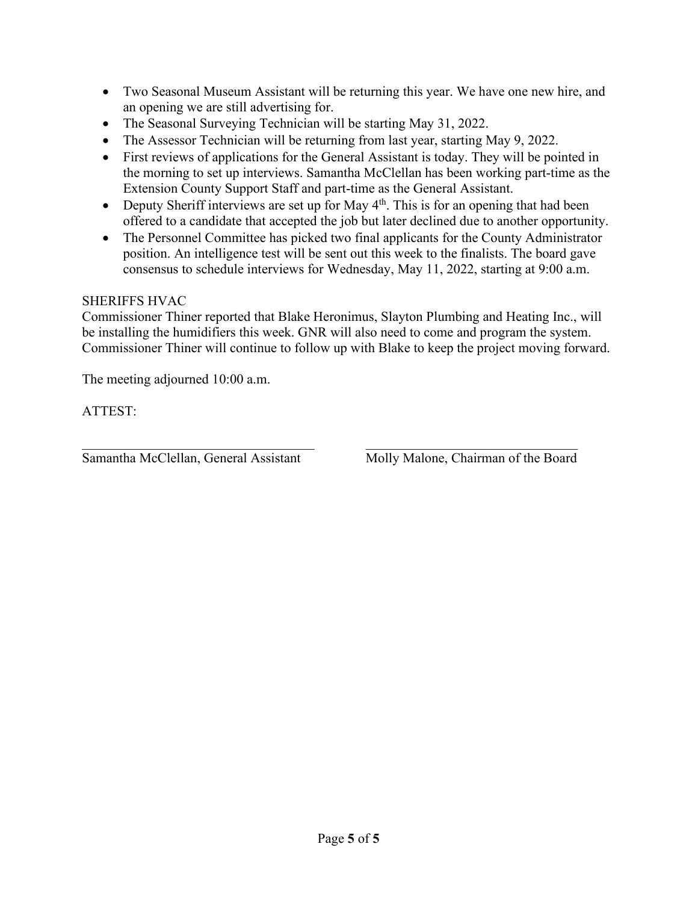- Two Seasonal Museum Assistant will be returning this year. We have one new hire, and an opening we are still advertising for.
- The Seasonal Surveying Technician will be starting May 31, 2022.
- The Assessor Technician will be returning from last year, starting May 9, 2022.
- First reviews of applications for the General Assistant is today. They will be pointed in the morning to set up interviews. Samantha McClellan has been working part-time as the Extension County Support Staff and part-time as the General Assistant.
- Deputy Sheriff interviews are set up for May 4th. This is for an opening that had been offered to a candidate that accepted the job but later declined due to another opportunity.
- The Personnel Committee has picked two final applicants for the County Administrator position. An intelligence test will be sent out this week to the finalists. The board gave consensus to schedule interviews for Wednesday, May 11, 2022, starting at 9:00 a.m.

SHERIFFS HVAC
Commissioner Thiner reported that Blake Heronimus, Slayton Plumbing and Heating Inc., will be installing the humidifiers this week. GNR will also need to come and program the system. Commissioner Thiner will continue to follow up with Blake to keep the project moving forward.

The meeting adjourned 10:00 a.m.

ATTEST:

\_\_\_\_\_\_\_\_\_\_\_\_\_\_\_\_\_\_\_\_\_\_\_\_\_\_\_\_\_\_\_\_\_\_\_
Samantha McClellan, General Assistant

\_\_\_\_\_\_\_\_\_\_\_\_\_\_\_\_\_\_\_\_\_\_\_\_\_\_\_\_\_\_\_\_\_\_\_
Molly Malone, Chairman of the Board